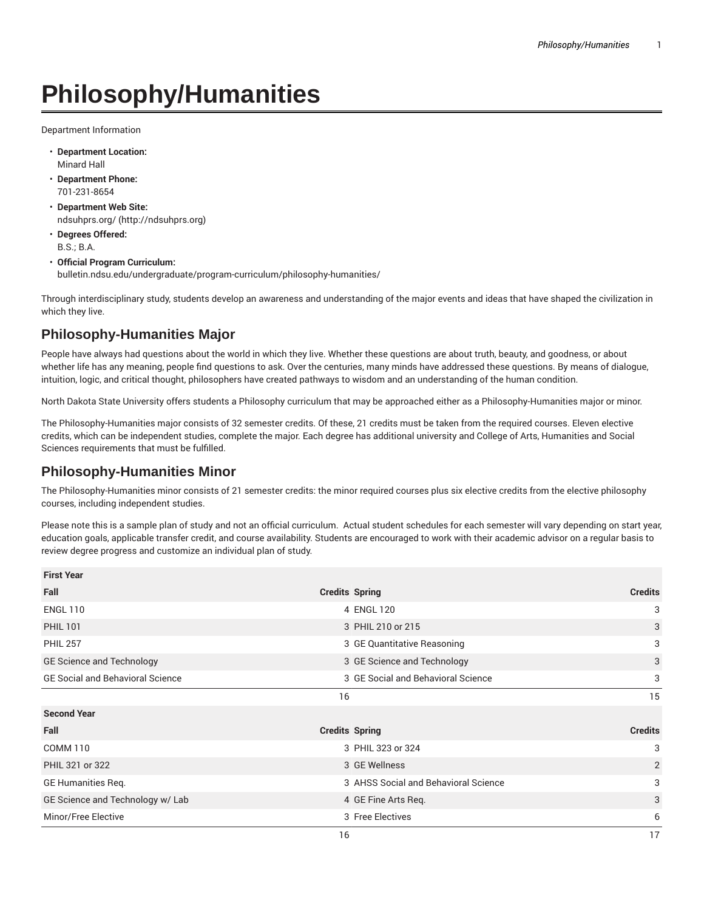# Philosophy/Humanities

Department Information

- **Department Location:**
  Minard Hall
- **Department Phone:**
  701-231-8654
- **Department Web Site:**
  ndsuhprs.org/ (http://ndsuhprs.org)
- **Degrees Offered:**
  B.S.; B.A.
- **Official Program Curriculum:**
  bulletin.ndsu.edu/undergraduate/program-curriculum/philosophy-humanities/

Through interdisciplinary study, students develop an awareness and understanding of the major events and ideas that have shaped the civilization in which they live.

## Philosophy-Humanities Major

People have always had questions about the world in which they live. Whether these questions are about truth, beauty, and goodness, or about whether life has any meaning, people find questions to ask. Over the centuries, many minds have addressed these questions. By means of dialogue, intuition, logic, and critical thought, philosophers have created pathways to wisdom and an understanding of the human condition.

North Dakota State University offers students a Philosophy curriculum that may be approached either as a Philosophy-Humanities major or minor.

The Philosophy-Humanities major consists of 32 semester credits. Of these, 21 credits must be taken from the required courses. Eleven elective credits, which can be independent studies, complete the major. Each degree has additional university and College of Arts, Humanities and Social Sciences requirements that must be fulfilled.

## Philosophy-Humanities Minor

The Philosophy-Humanities minor consists of 21 semester credits: the minor required courses plus six elective credits from the elective philosophy courses, including independent studies.

Please note this is a sample plan of study and not an official curriculum. Actual student schedules for each semester will vary depending on start year, education goals, applicable transfer credit, and course availability. Students are encouraged to work with their academic advisor on a regular basis to review degree progress and customize an individual plan of study.

| First Year | | | |
|---|---|---|---|
| **Fall** | **Credits** | **Spring** | **Credits** |
| ENGL 110 | 4 | ENGL 120 | 3 |
| PHIL 101 | 3 | PHIL 210 or 215 | 3 |
| PHIL 257 | 3 | GE Quantitative Reasoning | 3 |
| GE Science and Technology | 3 | GE Science and Technology | 3 |
| GE Social and Behavioral Science | 3 | GE Social and Behavioral Science | 3 |
| | 16 | | 15 |
| **Second Year** | | | |
| **Fall** | **Credits** | **Spring** | **Credits** |
| COMM 110 | 3 | PHIL 323 or 324 | 3 |
| PHIL 321 or 322 | 3 | GE Wellness | 2 |
| GE Humanities Req. | 3 | AHSS Social and Behavioral Science | 3 |
| GE Science and Technology w/ Lab | 4 | GE Fine Arts Req. | 3 |
| Minor/Free Elective | 3 | Free Electives | 6 |
| | 16 | | 17 |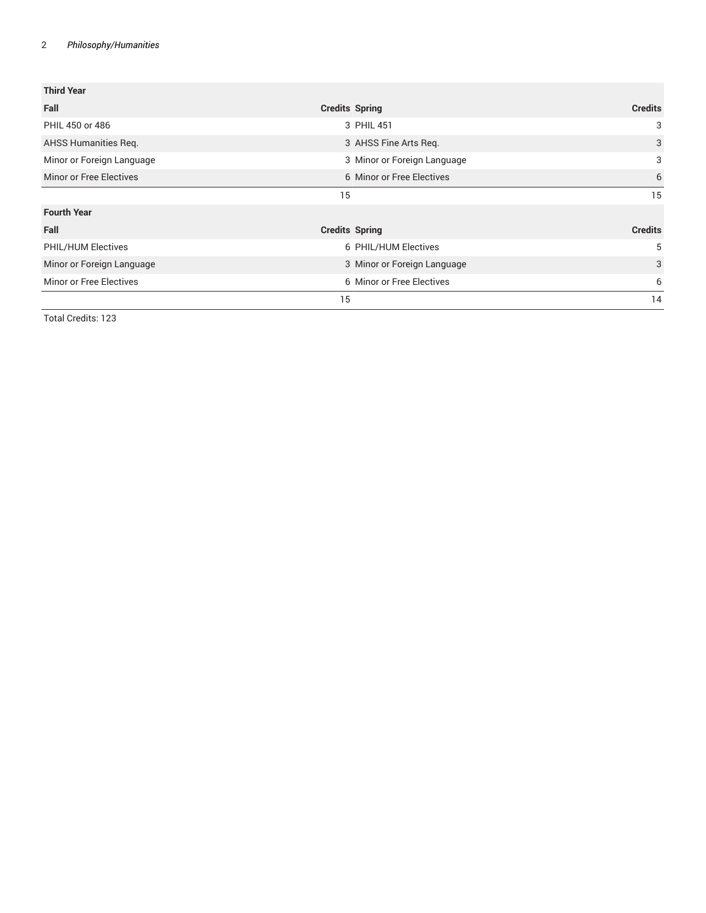| Third Year | | | |
| --- | --- | --- | --- |
| Fall | Credits | Spring | Credits |
| PHIL 450 or 486 | 3 | PHIL 451 | 3 |
| AHSS Humanities Req. | 3 | AHSS Fine Arts Req. | 3 |
| Minor or Foreign Language | 3 | Minor or Foreign Language | 3 |
| Minor or Free Electives | 6 | Minor or Free Electives | 6 |
| | 15 | | 15 |

| Fourth Year | | | |
| --- | --- | --- | --- |
| Fall | Credits | Spring | Credits |
| PHIL/HUM Electives | 6 | PHIL/HUM Electives | 5 |
| Minor or Foreign Language | 3 | Minor or Foreign Language | 3 |
| Minor or Free Electives | 6 | Minor or Free Electives | 6 |
| | 15 | | 14 |

Total Credits: 123